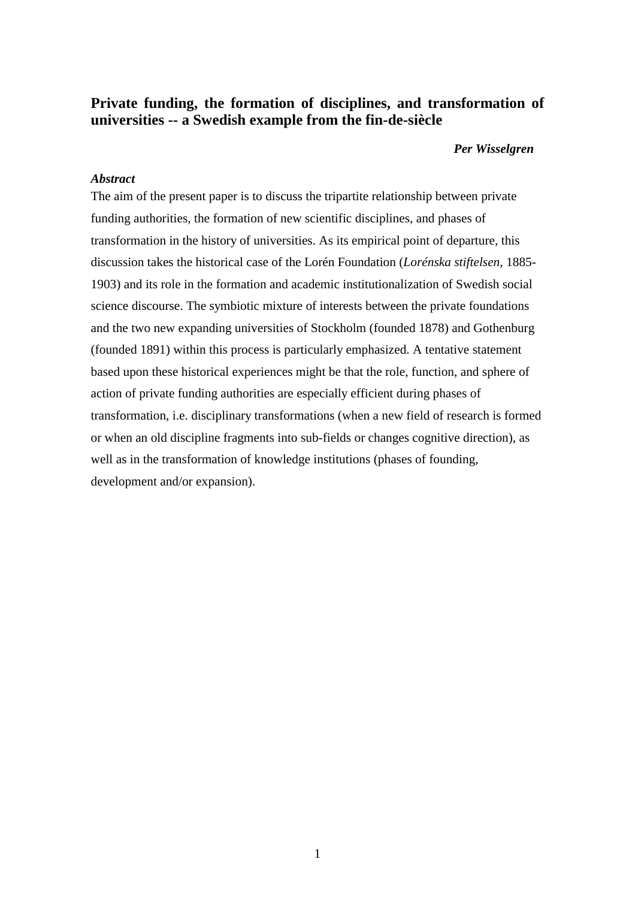# Private funding, the formation of disciplines, and transformation of universities -- a Swedish example from the fin-de-siècle

***Per Wisselgren***

***Abstract***

The aim of the present paper is to discuss the tripartite relationship between private funding authorities, the formation of new scientific disciplines, and phases of transformation in the history of universities. As its empirical point of departure, this discussion takes the historical case of the Lorén Foundation (*Lorénska stiftelsen*, 1885-1903) and its role in the formation and academic institutionalization of Swedish social science discourse. The symbiotic mixture of interests between the private foundations and the two new expanding universities of Stockholm (founded 1878) and Gothenburg (founded 1891) within this process is particularly emphasized. A tentative statement based upon these historical experiences might be that the role, function, and sphere of action of private funding authorities are especially efficient during phases of transformation, i.e. disciplinary transformations (when a new field of research is formed or when an old discipline fragments into sub-fields or changes cognitive direction), as well as in the transformation of knowledge institutions (phases of founding, development and/or expansion).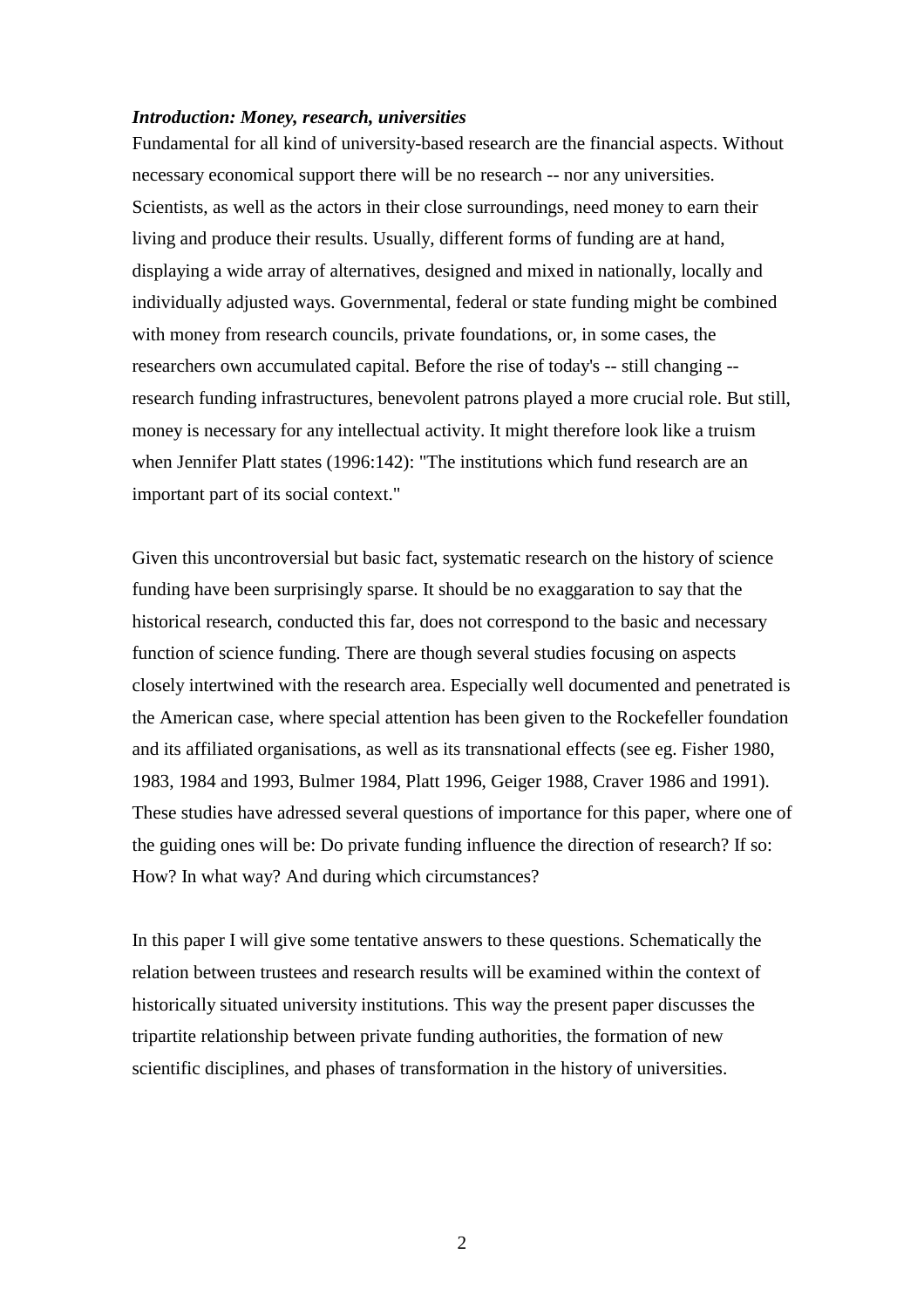***Introduction: Money, research, universities***

Fundamental for all kind of university-based research are the financial aspects. Without necessary economical support there will be no research -- nor any universities. Scientists, as well as the actors in their close surroundings, need money to earn their living and produce their results. Usually, different forms of funding are at hand, displaying a wide array of alternatives, designed and mixed in nationally, locally and individually adjusted ways. Governmental, federal or state funding might be combined with money from research councils, private foundations, or, in some cases, the researchers own accumulated capital. Before the rise of today's -- still changing -- research funding infrastructures, benevolent patrons played a more crucial role. But still, money is necessary for any intellectual activity. It might therefore look like a truism when Jennifer Platt states (1996:142): "The institutions which fund research are an important part of its social context."

Given this uncontroversial but basic fact, systematic research on the history of science funding have been surprisingly sparse. It should be no exaggaration to say that the historical research, conducted this far, does not correspond to the basic and necessary function of science funding. There are though several studies focusing on aspects closely intertwined with the research area. Especially well documented and penetrated is the American case, where special attention has been given to the Rockefeller foundation and its affiliated organisations, as well as its transnational effects (see eg. Fisher 1980, 1983, 1984 and 1993, Bulmer 1984, Platt 1996, Geiger 1988, Craver 1986 and 1991). These studies have adressed several questions of importance for this paper, where one of the guiding ones will be: Do private funding influence the direction of research? If so: How? In what way? And during which circumstances?

In this paper I will give some tentative answers to these questions. Schematically the relation between trustees and research results will be examined within the context of historically situated university institutions. This way the present paper discusses the tripartite relationship between private funding authorities, the formation of new scientific disciplines, and phases of transformation in the history of universities.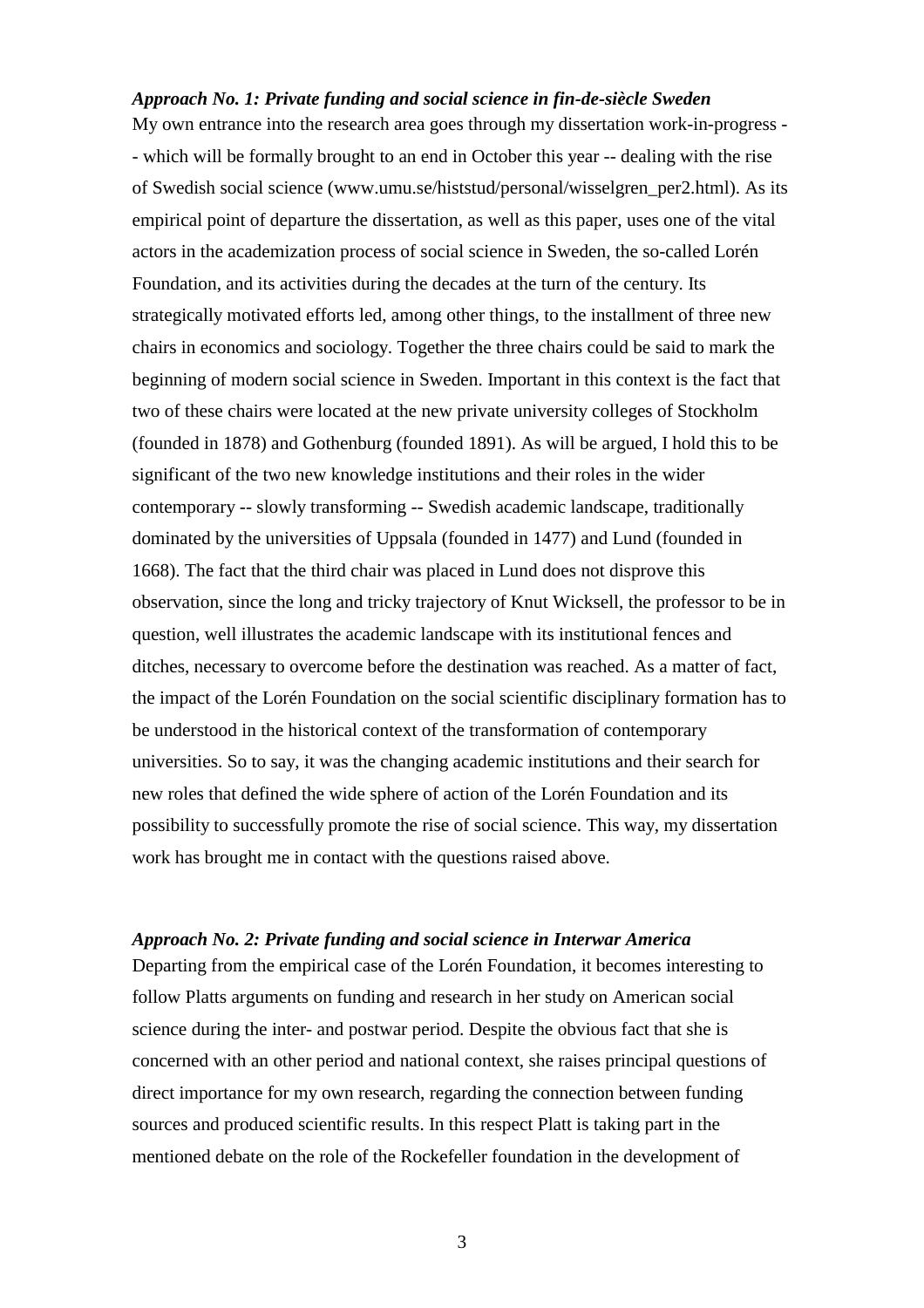***Approach No. 1: Private funding and social science in fin-de-siècle Sweden***

My own entrance into the research area goes through my dissertation work-in-progress -- which will be formally brought to an end in October this year -- dealing with the rise of Swedish social science (www.umu.se/histstud/personal/wisselgren_per2.html). As its empirical point of departure the dissertation, as well as this paper, uses one of the vital actors in the academization process of social science in Sweden, the so-called Lorén Foundation, and its activities during the decades at the turn of the century. Its strategically motivated efforts led, among other things, to the installment of three new chairs in economics and sociology. Together the three chairs could be said to mark the beginning of modern social science in Sweden. Important in this context is the fact that two of these chairs were located at the new private university colleges of Stockholm (founded in 1878) and Gothenburg (founded 1891). As will be argued, I hold this to be significant of the two new knowledge institutions and their roles in the wider contemporary -- slowly transforming -- Swedish academic landscape, traditionally dominated by the universities of Uppsala (founded in 1477) and Lund (founded in 1668). The fact that the third chair was placed in Lund does not disprove this observation, since the long and tricky trajectory of Knut Wicksell, the professor to be in question, well illustrates the academic landscape with its institutional fences and ditches, necessary to overcome before the destination was reached. As a matter of fact, the impact of the Lorén Foundation on the social scientific disciplinary formation has to be understood in the historical context of the transformation of contemporary universities. So to say, it was the changing academic institutions and their search for new roles that defined the wide sphere of action of the Lorén Foundation and its possibility to successfully promote the rise of social science. This way, my dissertation work has brought me in contact with the questions raised above.

***Approach No. 2: Private funding and social science in Interwar America***

Departing from the empirical case of the Lorén Foundation, it becomes interesting to follow Platts arguments on funding and research in her study on American social science during the inter- and postwar period. Despite the obvious fact that she is concerned with an other period and national context, she raises principal questions of direct importance for my own research, regarding the connection between funding sources and produced scientific results. In this respect Platt is taking part in the mentioned debate on the role of the Rockefeller foundation in the development of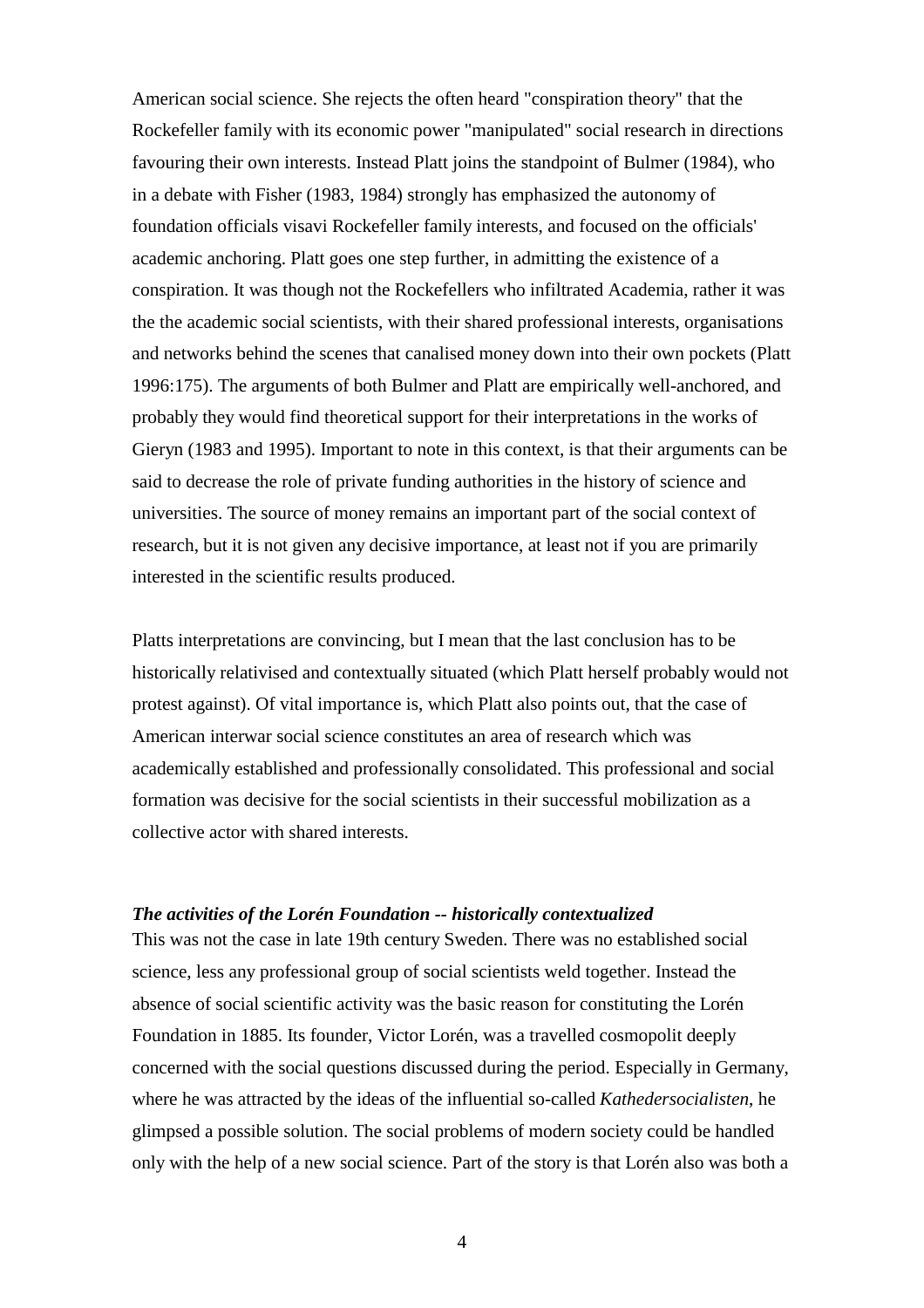American social science. She rejects the often heard "conspiration theory" that the Rockefeller family with its economic power "manipulated" social research in directions favouring their own interests. Instead Platt joins the standpoint of Bulmer (1984), who in a debate with Fisher (1983, 1984) strongly has emphasized the autonomy of foundation officials visavi Rockefeller family interests, and focused on the officials' academic anchoring. Platt goes one step further, in admitting the existence of a conspiration. It was though not the Rockefellers who infiltrated Academia, rather it was the the academic social scientists, with their shared professional interests, organisations and networks behind the scenes that canalised money down into their own pockets (Platt 1996:175). The arguments of both Bulmer and Platt are empirically well-anchored, and probably they would find theoretical support for their interpretations in the works of Gieryn (1983 and 1995). Important to note in this context, is that their arguments can be said to decrease the role of private funding authorities in the history of science and universities. The source of money remains an important part of the social context of research, but it is not given any decisive importance, at least not if you are primarily interested in the scientific results produced.

Platts interpretations are convincing, but I mean that the last conclusion has to be historically relativised and contextually situated (which Platt herself probably would not protest against). Of vital importance is, which Platt also points out, that the case of American interwar social science constitutes an area of research which was academically established and professionally consolidated. This professional and social formation was decisive for the social scientists in their successful mobilization as a collective actor with shared interests.

***The activities of the Lorén Foundation -- historically contextualized***

This was not the case in late 19th century Sweden. There was no established social science, less any professional group of social scientists weld together. Instead the absence of social scientific activity was the basic reason for constituting the Lorén Foundation in 1885. Its founder, Victor Lorén, was a travelled cosmopolit deeply concerned with the social questions discussed during the period. Especially in Germany, where he was attracted by the ideas of the influential so-called *Kathedersocialisten*, he glimpsed a possible solution. The social problems of modern society could be handled only with the help of a new social science. Part of the story is that Lorén also was both a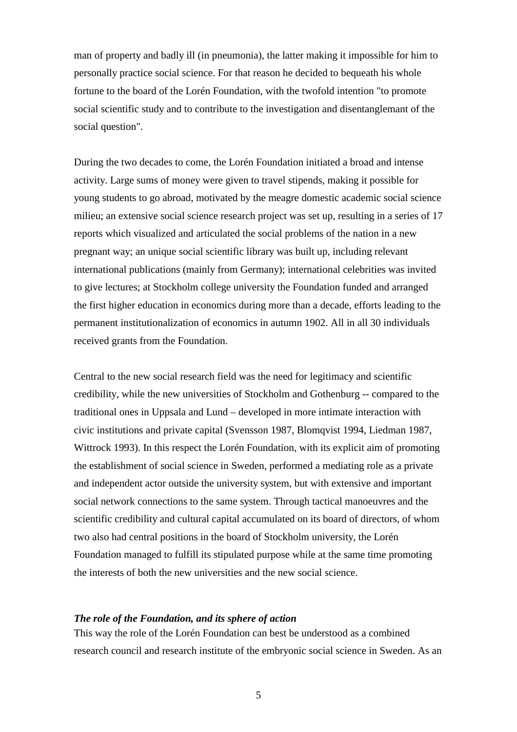man of property and badly ill (in pneumonia), the latter making it impossible for him to personally practice social science. For that reason he decided to bequeath his whole fortune to the board of the Lorén Foundation, with the twofold intention "to promote social scientific study and to contribute to the investigation and disentanglemant of the social question".

During the two decades to come, the Lorén Foundation initiated a broad and intense activity. Large sums of money were given to travel stipends, making it possible for young students to go abroad, motivated by the meagre domestic academic social science milieu; an extensive social science research project was set up, resulting in a series of 17 reports which visualized and articulated the social problems of the nation in a new pregnant way; an unique social scientific library was built up, including relevant international publications (mainly from Germany); international celebrities was invited to give lectures; at Stockholm college university the Foundation funded and arranged the first higher education in economics during more than a decade, efforts leading to the permanent institutionalization of economics in autumn 1902. All in all 30 individuals received grants from the Foundation.

Central to the new social research field was the need for legitimacy and scientific credibility, while the new universities of Stockholm and Gothenburg -- compared to the traditional ones in Uppsala and Lund – developed in more intimate interaction with civic institutions and private capital (Svensson 1987, Blomqvist 1994, Liedman 1987, Wittrock 1993). In this respect the Lorén Foundation, with its explicit aim of promoting the establishment of social science in Sweden, performed a mediating role as a private and independent actor outside the university system, but with extensive and important social network connections to the same system. Through tactical manoeuvres and the scientific credibility and cultural capital accumulated on its board of directors, of whom two also had central positions in the board of Stockholm university, the Lorén Foundation managed to fulfill its stipulated purpose while at the same time promoting the interests of both the new universities and the new social science.

### *The role of the Foundation, and its sphere of action*

This way the role of the Lorén Foundation can best be understood as a combined research council and research institute of the embryonic social science in Sweden. As an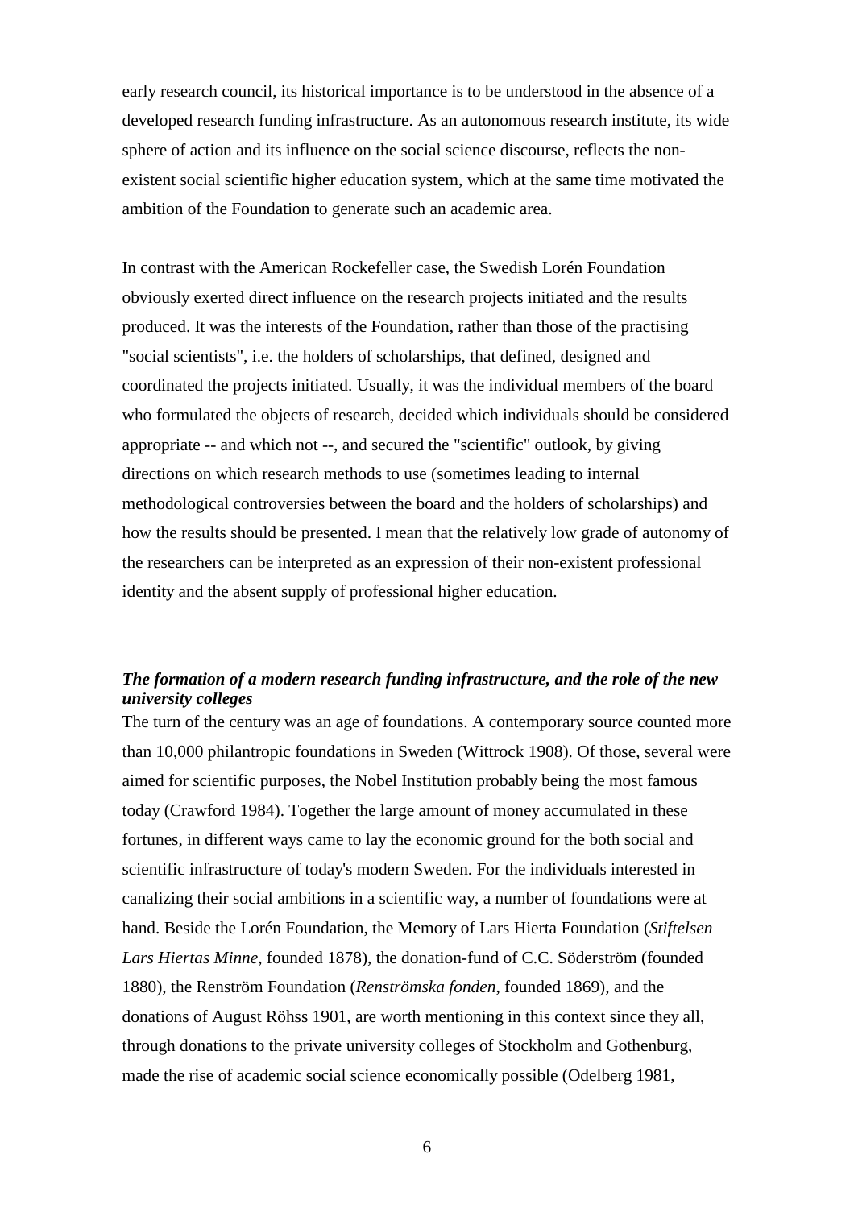early research council, its historical importance is to be understood in the absence of a developed research funding infrastructure. As an autonomous research institute, its wide sphere of action and its influence on the social science discourse, reflects the non-existent social scientific higher education system, which at the same time motivated the ambition of the Foundation to generate such an academic area.

In contrast with the American Rockefeller case, the Swedish Lorén Foundation obviously exerted direct influence on the research projects initiated and the results produced. It was the interests of the Foundation, rather than those of the practising "social scientists", i.e. the holders of scholarships, that defined, designed and coordinated the projects initiated. Usually, it was the individual members of the board who formulated the objects of research, decided which individuals should be considered appropriate -- and which not --, and secured the "scientific" outlook, by giving directions on which research methods to use (sometimes leading to internal methodological controversies between the board and the holders of scholarships) and how the results should be presented. I mean that the relatively low grade of autonomy of the researchers can be interpreted as an expression of their non-existent professional identity and the absent supply of professional higher education.

### *The formation of a modern research funding infrastructure, and the role of the new university colleges*

The turn of the century was an age of foundations. A contemporary source counted more than 10,000 philantropic foundations in Sweden (Wittrock 1908). Of those, several were aimed for scientific purposes, the Nobel Institution probably being the most famous today (Crawford 1984). Together the large amount of money accumulated in these fortunes, in different ways came to lay the economic ground for the both social and scientific infrastructure of today's modern Sweden. For the individuals interested in canalizing their social ambitions in a scientific way, a number of foundations were at hand. Beside the Lorén Foundation, the Memory of Lars Hierta Foundation (*Stiftelsen Lars Hiertas Minne*, founded 1878), the donation-fund of C.C. Söderström (founded 1880), the Renström Foundation (*Renströmska fonden*, founded 1869), and the donations of August Röhss 1901, are worth mentioning in this context since they all, through donations to the private university colleges of Stockholm and Gothenburg, made the rise of academic social science economically possible (Odelberg 1981,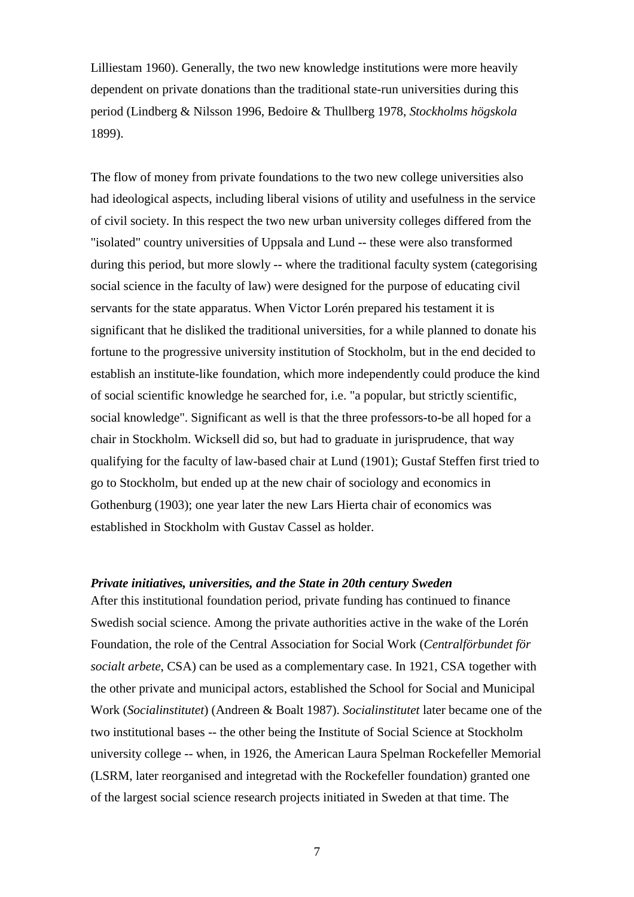Lilliestam 1960). Generally, the two new knowledge institutions were more heavily dependent on private donations than the traditional state-run universities during this period (Lindberg & Nilsson 1996, Bedoire & Thullberg 1978, *Stockholms högskola* 1899).

The flow of money from private foundations to the two new college universities also had ideological aspects, including liberal visions of utility and usefulness in the service of civil society. In this respect the two new urban university colleges differed from the "isolated" country universities of Uppsala and Lund -- these were also transformed during this period, but more slowly -- where the traditional faculty system (categorising social science in the faculty of law) were designed for the purpose of educating civil servants for the state apparatus. When Victor Lorén prepared his testament it is significant that he disliked the traditional universities, for a while planned to donate his fortune to the progressive university institution of Stockholm, but in the end decided to establish an institute-like foundation, which more independently could produce the kind of social scientific knowledge he searched for, i.e. "a popular, but strictly scientific, social knowledge". Significant as well is that the three professors-to-be all hoped for a chair in Stockholm. Wicksell did so, but had to graduate in jurisprudence, that way qualifying for the faculty of law-based chair at Lund (1901); Gustaf Steffen first tried to go to Stockholm, but ended up at the new chair of sociology and economics in Gothenburg (1903); one year later the new Lars Hierta chair of economics was established in Stockholm with Gustav Cassel as holder.

### *Private initiatives, universities, and the State in 20th century Sweden*

After this institutional foundation period, private funding has continued to finance Swedish social science. Among the private authorities active in the wake of the Lorén Foundation, the role of the Central Association for Social Work (*Centralförbundet för socialt arbete*, CSA) can be used as a complementary case. In 1921, CSA together with the other private and municipal actors, established the School for Social and Municipal Work (*Socialinstitutet*) (Andreen & Boalt 1987). *Socialinstitutet* later became one of the two institutional bases -- the other being the Institute of Social Science at Stockholm university college -- when, in 1926, the American Laura Spelman Rockefeller Memorial (LSRM, later reorganised and integretad with the Rockefeller foundation) granted one of the largest social science research projects initiated in Sweden at that time. The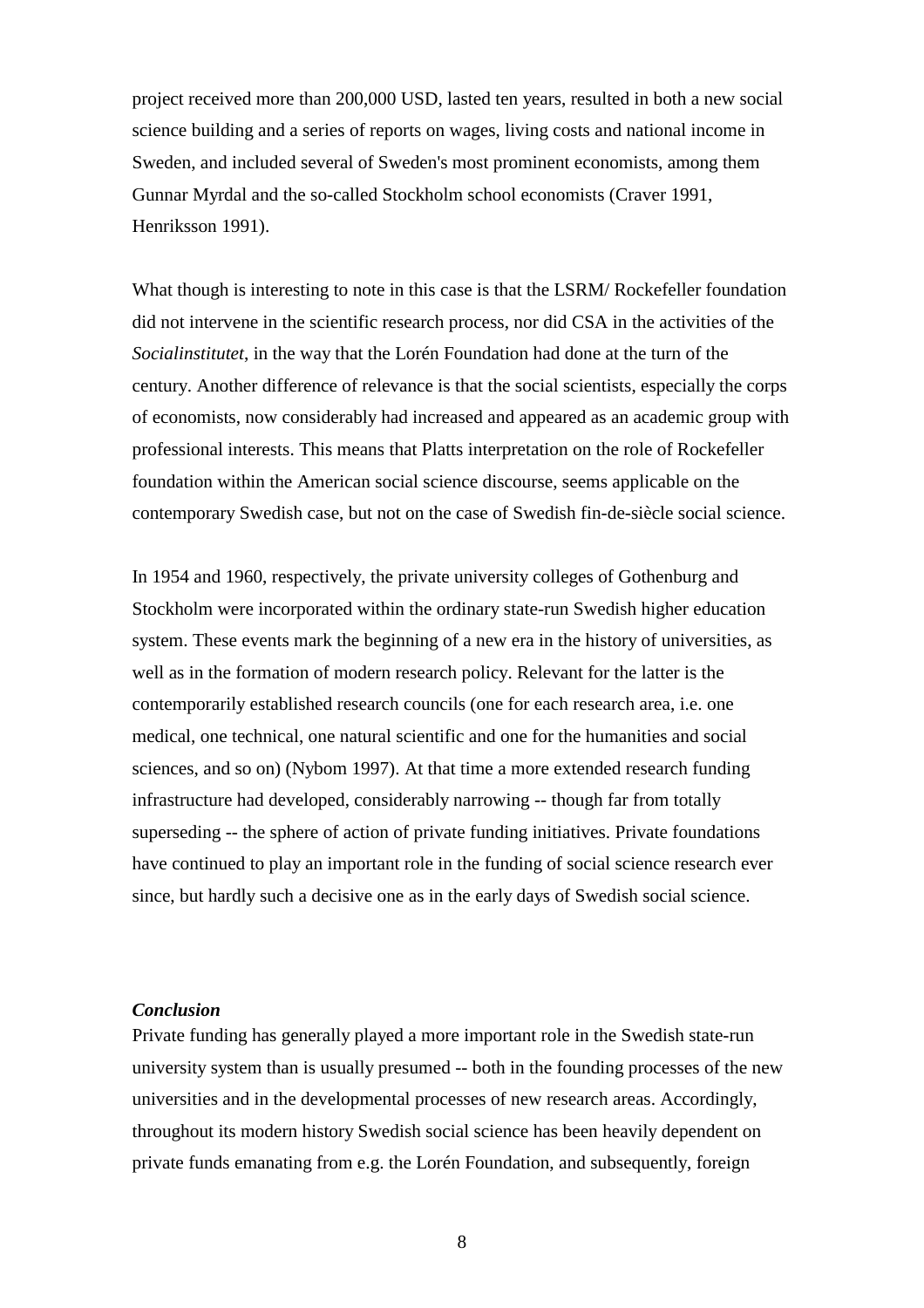project received more than 200,000 USD, lasted ten years, resulted in both a new social science building and a series of reports on wages, living costs and national income in Sweden, and included several of Sweden's most prominent economists, among them Gunnar Myrdal and the so-called Stockholm school economists (Craver 1991, Henriksson 1991).

What though is interesting to note in this case is that the LSRM/ Rockefeller foundation did not intervene in the scientific research process, nor did CSA in the activities of the *Socialinstitutet*, in the way that the Lorén Foundation had done at the turn of the century. Another difference of relevance is that the social scientists, especially the corps of economists, now considerably had increased and appeared as an academic group with professional interests. This means that Platts interpretation on the role of Rockefeller foundation within the American social science discourse, seems applicable on the contemporary Swedish case, but not on the case of Swedish fin-de-siècle social science.

In 1954 and 1960, respectively, the private university colleges of Gothenburg and Stockholm were incorporated within the ordinary state-run Swedish higher education system. These events mark the beginning of a new era in the history of universities, as well as in the formation of modern research policy. Relevant for the latter is the contemporarily established research councils (one for each research area, i.e. one medical, one technical, one natural scientific and one for the humanities and social sciences, and so on) (Nybom 1997). At that time a more extended research funding infrastructure had developed, considerably narrowing -- though far from totally superseding -- the sphere of action of private funding initiatives. Private foundations have continued to play an important role in the funding of social science research ever since, but hardly such a decisive one as in the early days of Swedish social science.

***Conclusion***

Private funding has generally played a more important role in the Swedish state-run university system than is usually presumed -- both in the founding processes of the new universities and in the developmental processes of new research areas. Accordingly, throughout its modern history Swedish social science has been heavily dependent on private funds emanating from e.g. the Lorén Foundation, and subsequently, foreign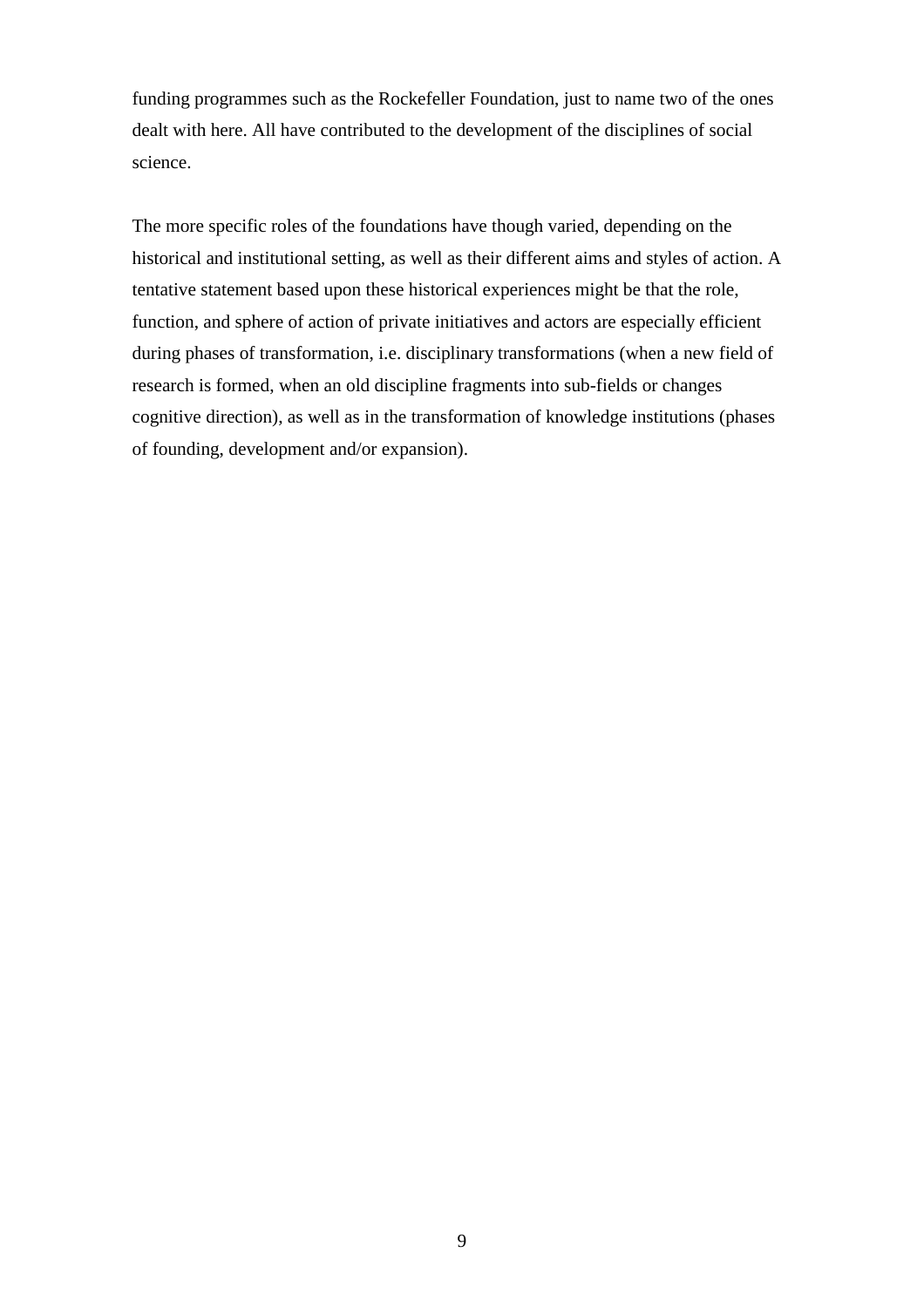funding programmes such as the Rockefeller Foundation, just to name two of the ones dealt with here. All have contributed to the development of the disciplines of social science.

The more specific roles of the foundations have though varied, depending on the historical and institutional setting, as well as their different aims and styles of action. A tentative statement based upon these historical experiences might be that the role, function, and sphere of action of private initiatives and actors are especially efficient during phases of transformation, i.e. disciplinary transformations (when a new field of research is formed, when an old discipline fragments into sub-fields or changes cognitive direction), as well as in the transformation of knowledge institutions (phases of founding, development and/or expansion).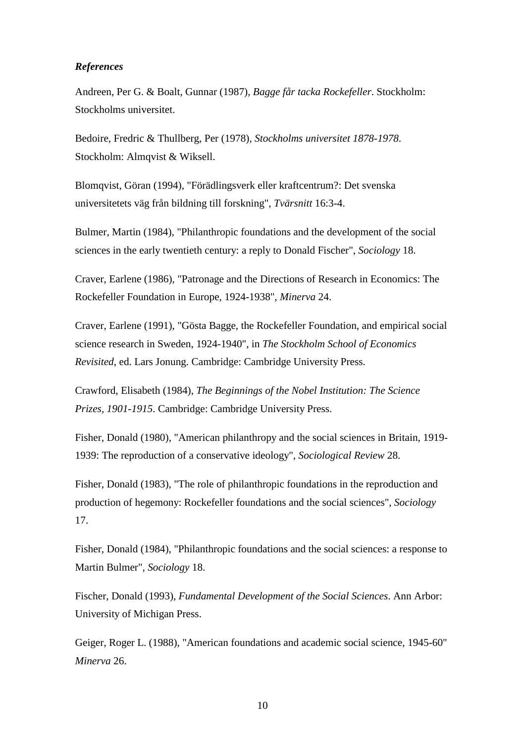***References***

Andreen, Per G. & Boalt, Gunnar (1987), *Bagge får tacka Rockefeller*. Stockholm: Stockholms universitet.

Bedoire, Fredric & Thullberg, Per (1978), *Stockholms universitet 1878-1978*. Stockholm: Almqvist & Wiksell.

Blomqvist, Göran (1994), "Förädlingsverk eller kraftcentrum?: Det svenska universitetets väg från bildning till forskning", *Tvärsnitt* 16:3-4.

Bulmer, Martin (1984), "Philanthropic foundations and the development of the social sciences in the early twentieth century: a reply to Donald Fischer", *Sociology* 18.

Craver, Earlene (1986), "Patronage and the Directions of Research in Economics: The Rockefeller Foundation in Europe, 1924-1938", *Minerva* 24.

Craver, Earlene (1991), "Gösta Bagge, the Rockefeller Foundation, and empirical social science research in Sweden, 1924-1940", in *The Stockholm School of Economics Revisited*, ed. Lars Jonung. Cambridge: Cambridge University Press.

Crawford, Elisabeth (1984), *The Beginnings of the Nobel Institution: The Science Prizes, 1901-1915*. Cambridge: Cambridge University Press.

Fisher, Donald (1980), "American philanthropy and the social sciences in Britain, 1919-1939: The reproduction of a conservative ideology", *Sociological Review* 28.

Fisher, Donald (1983), "The role of philanthropic foundations in the reproduction and production of hegemony: Rockefeller foundations and the social sciences", *Sociology* 17.

Fisher, Donald (1984), "Philanthropic foundations and the social sciences: a response to Martin Bulmer", *Sociology* 18.

Fischer, Donald (1993), *Fundamental Development of the Social Sciences*. Ann Arbor: University of Michigan Press.

Geiger, Roger L. (1988), "American foundations and academic social science, 1945-60" *Minerva* 26.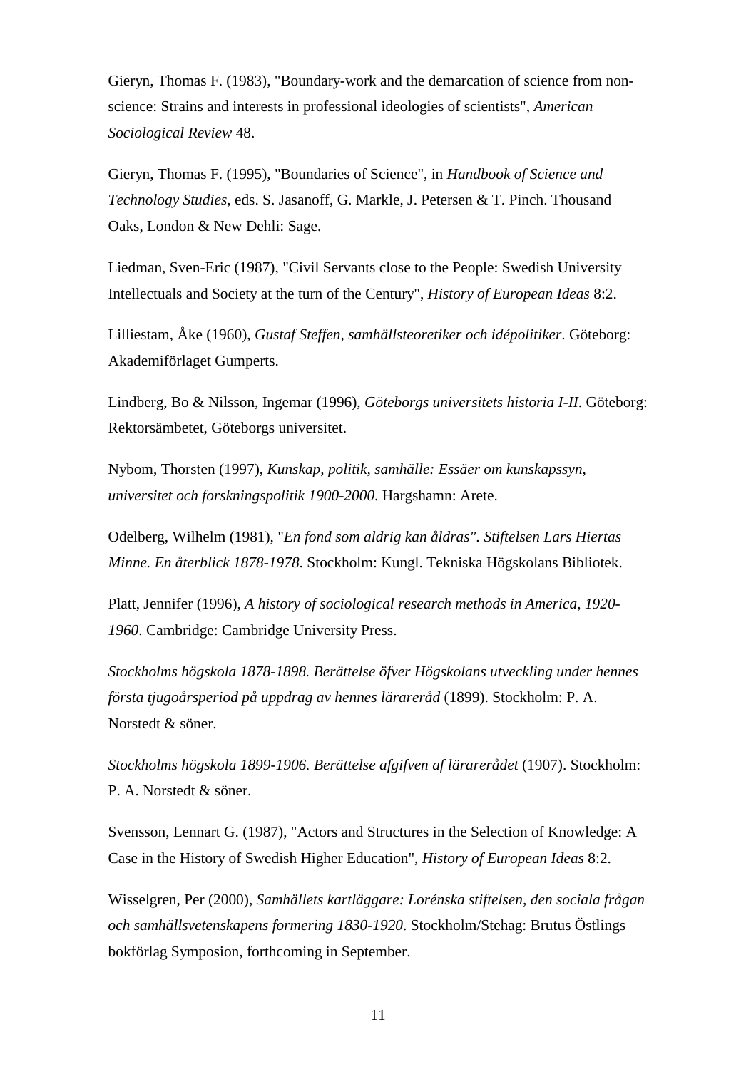Gieryn, Thomas F. (1983), "Boundary-work and the demarcation of science from non-science: Strains and interests in professional ideologies of scientists", *American Sociological Review* 48.

Gieryn, Thomas F. (1995), "Boundaries of Science", in *Handbook of Science and Technology Studies*, eds. S. Jasanoff, G. Markle, J. Petersen & T. Pinch. Thousand Oaks, London & New Dehli: Sage.

Liedman, Sven-Eric (1987), "Civil Servants close to the People: Swedish University Intellectuals and Society at the turn of the Century", *History of European Ideas* 8:2.

Lilliestam, Åke (1960), *Gustaf Steffen, samhällsteoretiker och idépolitiker*. Göteborg: Akademiförlaget Gumperts.

Lindberg, Bo & Nilsson, Ingemar (1996), *Göteborgs universitets historia I-II*. Göteborg: Rektorsämbetet, Göteborgs universitet.

Nybom, Thorsten (1997), *Kunskap, politik, samhälle: Essäer om kunskapssyn, universitet och forskningspolitik 1900-2000*. Hargshamn: Arete.

Odelberg, Wilhelm (1981), "*En fond som aldrig kan åldras". Stiftelsen Lars Hiertas Minne. En återblick 1878-1978*. Stockholm: Kungl. Tekniska Högskolans Bibliotek.

Platt, Jennifer (1996), *A history of sociological research methods in America, 1920-1960*. Cambridge: Cambridge University Press.

*Stockholms högskola 1878-1898. Berättelse öfver Högskolans utveckling under hennes första tjugoårsperiod på uppdrag av hennes lärareråd* (1899). Stockholm: P. A. Norstedt & söner.

*Stockholms högskola 1899-1906. Berättelse afgifven af lärarerådet* (1907). Stockholm: P. A. Norstedt & söner.

Svensson, Lennart G. (1987), "Actors and Structures in the Selection of Knowledge: A Case in the History of Swedish Higher Education", *History of European Ideas* 8:2.

Wisselgren, Per (2000), *Samhällets kartläggare: Lorénska stiftelsen, den sociala frågan och samhällsvetenskapens formering 1830-1920*. Stockholm/Stehag: Brutus Östlings bokförlag Symposion, forthcoming in September.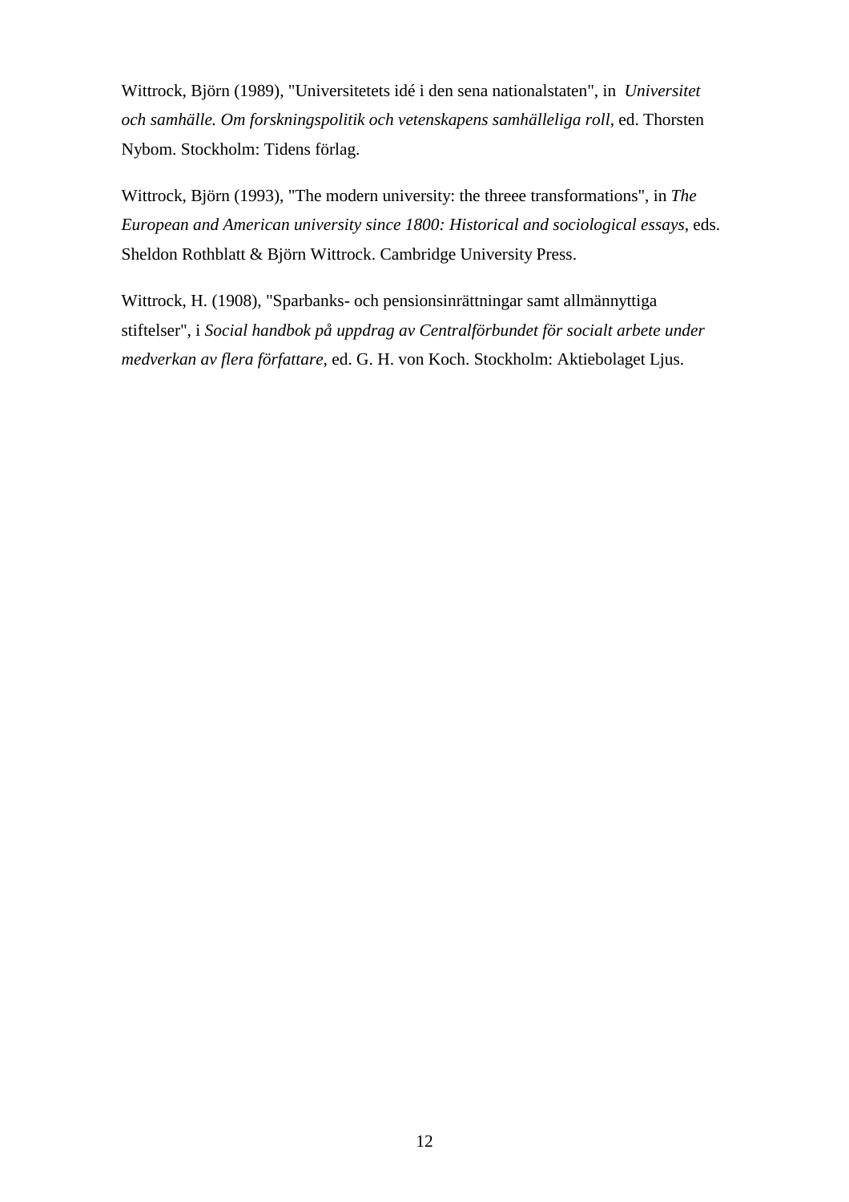Wittrock, Björn (1989), "Universitetets idé i den sena nationalstaten", in *Universitet och samhälle. Om forskningspolitik och vetenskapens samhälleliga roll*, ed. Thorsten Nybom. Stockholm: Tidens förlag.

Wittrock, Björn (1993), "The modern university: the threee transformations", in *The European and American university since 1800: Historical and sociological essays*, eds. Sheldon Rothblatt & Björn Wittrock. Cambridge University Press.

Wittrock, H. (1908), "Sparbanks- och pensionsinrättningar samt allmännyttiga stiftelser", i *Social handbok på uppdrag av Centralförbundet för socialt arbete under medverkan av flera författare*, ed. G. H. von Koch. Stockholm: Aktiebolaget Ljus.